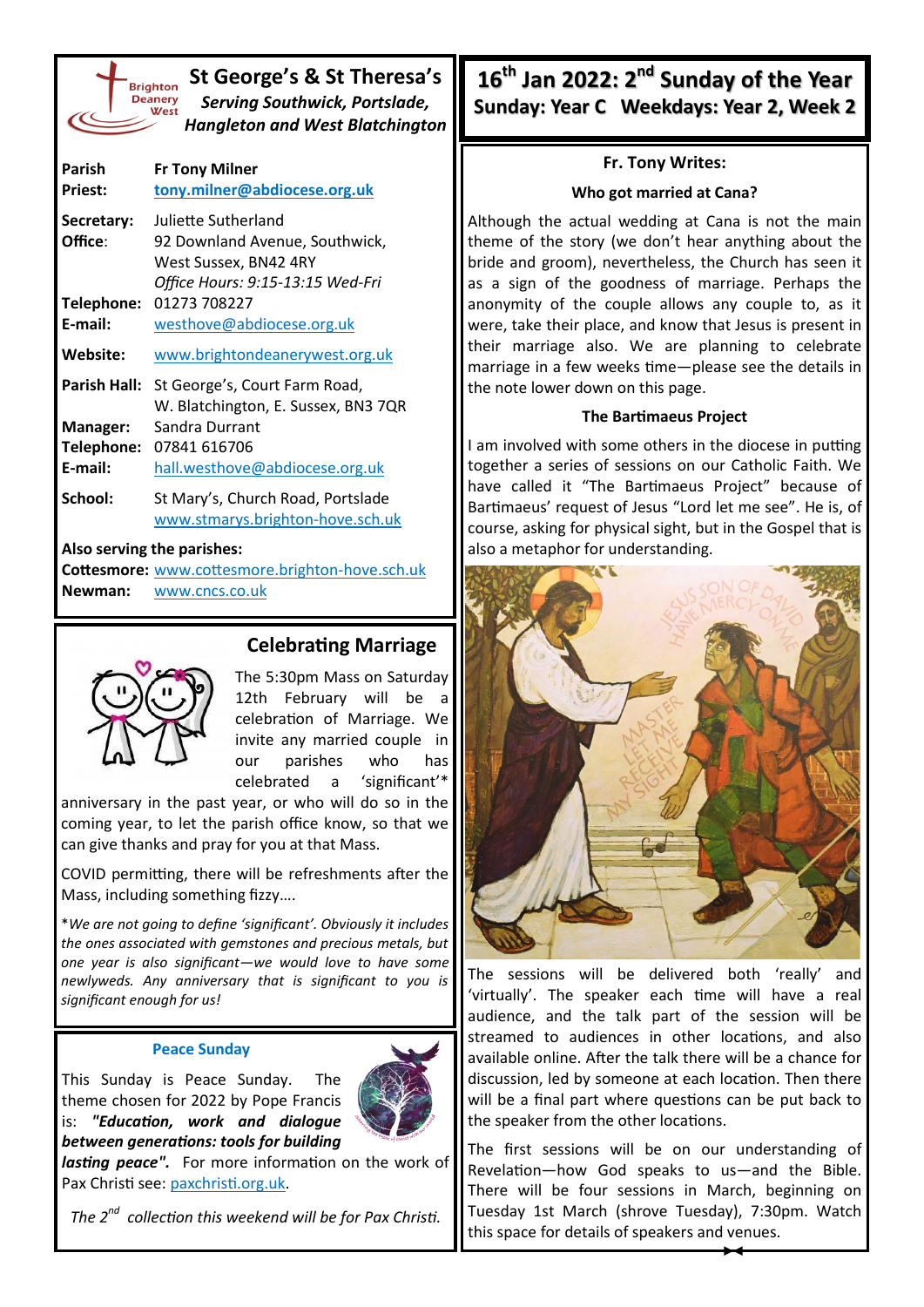# St George's & St Theresa's

***Serving Southwick, Portslade, Hangleton and West Blatchington***

| | |
|---|---|
| **Parish Priest:** | **Fr Tony Milner** **tony.milner@abdiocese.org.uk** |
| **Secretary:** | Juliette Sutherland |
| **Office:** | 92 Downland Avenue, Southwick, West Sussex, BN42 4RY *Office Hours: 9:15-13:15 Wed-Fri* |
| **Telephone:** | 01273 708227 |
| **E-mail:** | westhove@abdiocese.org.uk |
| **Website:** | www.brightondeanerywest.org.uk |
| **Parish Hall:** | St George's, Court Farm Road, W. Blatchington, E. Sussex, BN3 7QR |
| **Manager:** | Sandra Durrant |
| **Telephone:** | 07841 616706 |
| **E-mail:** | hall.westhove@abdiocese.org.uk |
| **School:** | St Mary's, Church Road, Portslade www.stmarys.brighton-hove.sch.uk |

**Also serving the parishes:**

**Cottesmore:** www.cottesmore.brighton-hove.sch.uk

**Newman:** www.cncs.co.uk

## Celebrating Marriage

The 5:30pm Mass on Saturday 12th February will be a celebration of Marriage. We invite any married couple in our parishes who has celebrated a 'significant'* anniversary in the past year, or who will do so in the coming year, to let the parish office know, so that we can give thanks and pray for you at that Mass.

COVID permitting, there will be refreshments after the Mass, including something fizzy….

**We are not going to define 'significant'. Obviously it includes the ones associated with gemstones and precious metals, but one year is also significant—we would love to have some newlyweds. Any anniversary that is significant to you is significant enough for us!*

### Peace Sunday

This Sunday is Peace Sunday. The theme chosen for 2022 by Pope Francis is: ***"Education, work and dialogue between generations: tools for building lasting peace".*** For more information on the work of Pax Christi see: paxchristi.org.uk.

*The 2nd collection this weekend will be for Pax Christi.*

# 16th Jan 2022: 2nd Sunday of the Year

**Sunday: Year C Weekdays: Year 2, Week 2**

## Fr. Tony Writes:

### Who got married at Cana?

Although the actual wedding at Cana is not the main theme of the story (we don't hear anything about the bride and groom), nevertheless, the Church has seen it as a sign of the goodness of marriage. Perhaps the anonymity of the couple allows any couple to, as it were, take their place, and know that Jesus is present in their marriage also. We are planning to celebrate marriage in a few weeks time—please see the details in the note lower down on this page.

### The Bartimaeus Project

I am involved with some others in the diocese in putting together a series of sessions on our Catholic Faith. We have called it "The Bartimaeus Project" because of Bartimaeus' request of Jesus "Lord let me see". He is, of course, asking for physical sight, but in the Gospel that is also a metaphor for understanding.

The sessions will be delivered both 'really' and 'virtually'. The speaker each time will have a real audience, and the talk part of the session will be streamed to audiences in other locations, and also available online. After the talk there will be a chance for discussion, led by someone at each location. Then there will be a final part where questions can be put back to the speaker from the other locations.

The first sessions will be on our understanding of Revelation—how God speaks to us—and the Bible. There will be four sessions in March, beginning on Tuesday 1st March (shrove Tuesday), 7:30pm. Watch this space for details of speakers and venues.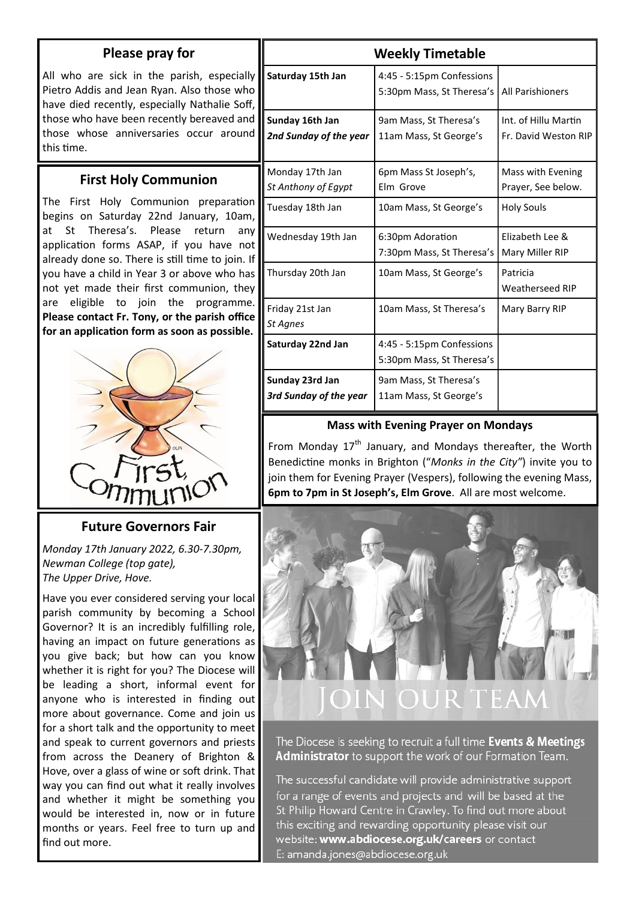## Please pray for

All who are sick in the parish, especially Pietro Addis and Jean Ryan. Also those who have died recently, especially Nathalie Soff, those who have been recently bereaved and those whose anniversaries occur around this time.

## First Holy Communion

The First Holy Communion preparation begins on Saturday 22nd January, 10am, at St Theresa's. Please return any application forms ASAP, if you have not already done so. There is still time to join. If you have a child in Year 3 or above who has not yet made their first communion, they are eligible to join the programme. **Please contact Fr. Tony, or the parish office for an application form as soon as possible.**

First Communion

## Future Governors Fair

*Monday 17th January 2022, 6.30-7.30pm, Newman College (top gate), The Upper Drive, Hove.*

Have you ever considered serving your local parish community by becoming a School Governor? It is an incredibly fulfilling role, having an impact on future generations as you give back; but how can you know whether it is right for you? The Diocese will be leading a short, informal event for anyone who is interested in finding out more about governance. Come and join us for a short talk and the opportunity to meet and speak to current governors and priests from across the Deanery of Brighton & Hove, over a glass of wine or soft drink. That way you can find out what it really involves and whether it might be something you would be interested in, now or in future months or years. Feel free to turn up and find out more.

## Weekly Timetable

| | | |
|---|---|---|
| **Saturday 15th Jan** | 4:45 - 5:15pm Confessions<br>5:30pm Mass, St Theresa's | All Parishioners |
| **Sunday 16th Jan**<br>***2nd Sunday of the year*** | 9am Mass, St Theresa's<br>11am Mass, St George's | Int. of Hillu Martin<br>Fr. David Weston RIP |
| Monday 17th Jan<br>*St Anthony of Egypt* | 6pm Mass St Joseph's, Elm Grove | Mass with Evening Prayer, See below. |
| Tuesday 18th Jan | 10am Mass, St George's | Holy Souls |
| Wednesday 19th Jan | 6:30pm Adoration<br>7:30pm Mass, St Theresa's | Elizabeth Lee & Mary Miller RIP |
| Thursday 20th Jan | 10am Mass, St George's | Patricia Weatherseed RIP |
| Friday 21st Jan<br>*St Agnes* | 10am Mass, St Theresa's | Mary Barry RIP |
| **Saturday 22nd Jan** | 4:45 - 5:15pm Confessions<br>5:30pm Mass, St Theresa's | |
| **Sunday 23rd Jan**<br>***3rd Sunday of the year*** | 9am Mass, St Theresa's<br>11am Mass, St George's | |

### Mass with Evening Prayer on Mondays

From Monday 17th January, and Mondays thereafter, the Worth Benedictine monks in Brighton ("*Monks in the City"*) invite you to join them for Evening Prayer (Vespers), following the evening Mass, **6pm to 7pm in St Joseph's, Elm Grove**. All are most welcome.

## JOIN OUR TEAM

The Diocese is seeking to recruit a full time **Events & Meetings Administrator** to support the work of our Formation Team.

The successful candidate will provide administrative support for a range of events and projects and will be based at the St Philip Howard Centre in Crawley. To find out more about this exciting and rewarding opportunity please visit our website: **www.abdiocese.org.uk/careers** or contact E: amanda.jones@abdiocese.org.uk